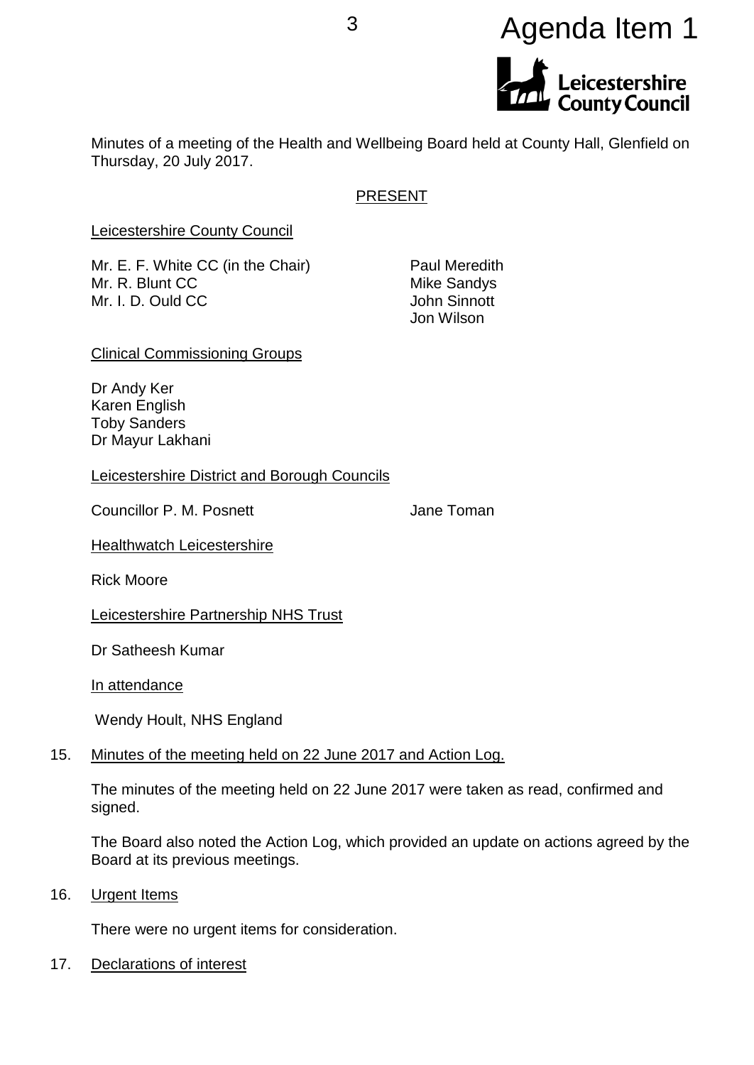Agenda Item 1

Leicestershire County Council

Minutes of a meeting of the Health and Wellbeing Board held at County Hall, Glenfield on Thursday, 20 July 2017.

## PRESENT

### Leicestershire County Council

Mr. E. F. White CC (in the Chair)
Mr. R. Blunt CC
Mr. I. D. Ould CC
Paul Meredith
Mike Sandys
John Sinnott
Jon Wilson

### Clinical Commissioning Groups

Dr Andy Ker
Karen English
Toby Sanders
Dr Mayur Lakhani

### Leicestershire District and Borough Councils

Councillor P. M. Posnett
Jane Toman

### Healthwatch Leicestershire

Rick Moore

### Leicestershire Partnership NHS Trust

Dr Satheesh Kumar

### In attendance

Wendy Hoult, NHS England

## 15. Minutes of the meeting held on 22 June 2017 and Action Log.

The minutes of the meeting held on 22 June 2017 were taken as read, confirmed and signed.

The Board also noted the Action Log, which provided an update on actions agreed by the Board at its previous meetings.

## 16. Urgent Items

There were no urgent items for consideration.

## 17. Declarations of interest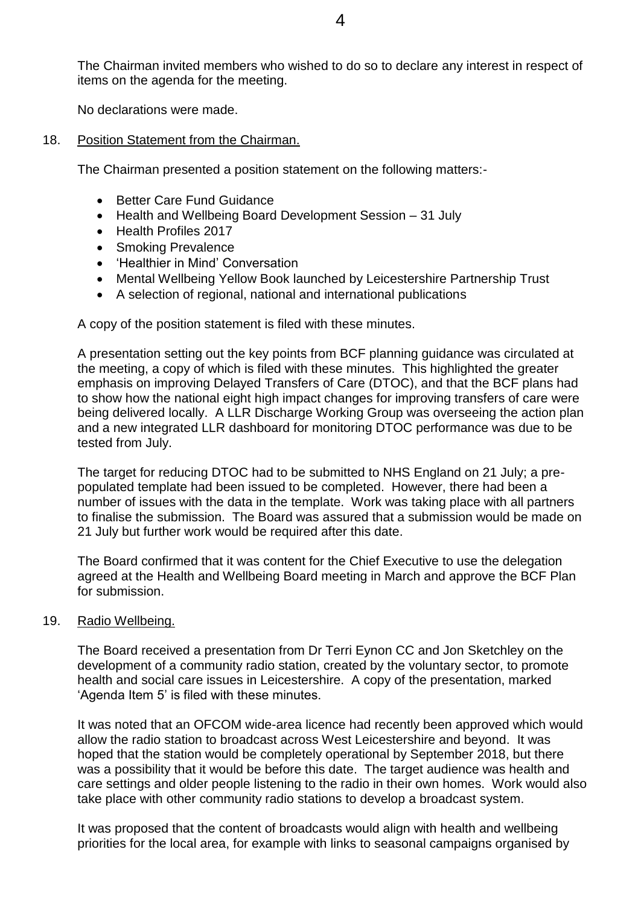The Chairman invited members who wished to do so to declare any interest in respect of items on the agenda for the meeting.

No declarations were made.

18. Position Statement from the Chairman.

The Chairman presented a position statement on the following matters:-

- Better Care Fund Guidance
- Health and Wellbeing Board Development Session – 31 July
- Health Profiles 2017
- Smoking Prevalence
- 'Healthier in Mind' Conversation
- Mental Wellbeing Yellow Book launched by Leicestershire Partnership Trust
- A selection of regional, national and international publications

A copy of the position statement is filed with these minutes.

A presentation setting out the key points from BCF planning guidance was circulated at the meeting, a copy of which is filed with these minutes. This highlighted the greater emphasis on improving Delayed Transfers of Care (DTOC), and that the BCF plans had to show how the national eight high impact changes for improving transfers of care were being delivered locally. A LLR Discharge Working Group was overseeing the action plan and a new integrated LLR dashboard for monitoring DTOC performance was due to be tested from July.

The target for reducing DTOC had to be submitted to NHS England on 21 July; a pre-populated template had been issued to be completed. However, there had been a number of issues with the data in the template. Work was taking place with all partners to finalise the submission. The Board was assured that a submission would be made on 21 July but further work would be required after this date.

The Board confirmed that it was content for the Chief Executive to use the delegation agreed at the Health and Wellbeing Board meeting in March and approve the BCF Plan for submission.

19. Radio Wellbeing.

The Board received a presentation from Dr Terri Eynon CC and Jon Sketchley on the development of a community radio station, created by the voluntary sector, to promote health and social care issues in Leicestershire. A copy of the presentation, marked 'Agenda Item 5' is filed with these minutes.

It was noted that an OFCOM wide-area licence had recently been approved which would allow the radio station to broadcast across West Leicestershire and beyond. It was hoped that the station would be completely operational by September 2018, but there was a possibility that it would be before this date. The target audience was health and care settings and older people listening to the radio in their own homes. Work would also take place with other community radio stations to develop a broadcast system.

It was proposed that the content of broadcasts would align with health and wellbeing priorities for the local area, for example with links to seasonal campaigns organised by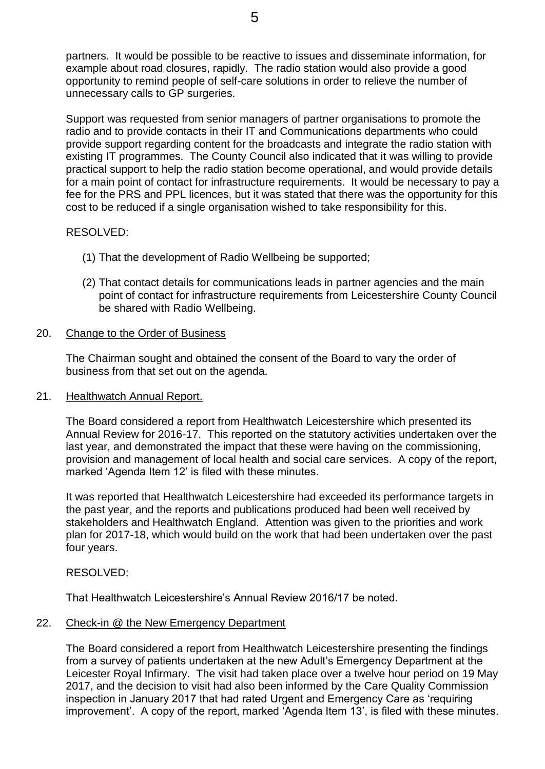partners. It would be possible to be reactive to issues and disseminate information, for example about road closures, rapidly. The radio station would also provide a good opportunity to remind people of self-care solutions in order to relieve the number of unnecessary calls to GP surgeries.

Support was requested from senior managers of partner organisations to promote the radio and to provide contacts in their IT and Communications departments who could provide support regarding content for the broadcasts and integrate the radio station with existing IT programmes. The County Council also indicated that it was willing to provide practical support to help the radio station become operational, and would provide details for a main point of contact for infrastructure requirements. It would be necessary to pay a fee for the PRS and PPL licences, but it was stated that there was the opportunity for this cost to be reduced if a single organisation wished to take responsibility for this.

RESOLVED:

(1) That the development of Radio Wellbeing be supported;

(2) That contact details for communications leads in partner agencies and the main point of contact for infrastructure requirements from Leicestershire County Council be shared with Radio Wellbeing.

20. Change to the Order of Business

The Chairman sought and obtained the consent of the Board to vary the order of business from that set out on the agenda.

21. Healthwatch Annual Report.

The Board considered a report from Healthwatch Leicestershire which presented its Annual Review for 2016-17. This reported on the statutory activities undertaken over the last year, and demonstrated the impact that these were having on the commissioning, provision and management of local health and social care services. A copy of the report, marked 'Agenda Item 12' is filed with these minutes.

It was reported that Healthwatch Leicestershire had exceeded its performance targets in the past year, and the reports and publications produced had been well received by stakeholders and Healthwatch England. Attention was given to the priorities and work plan for 2017-18, which would build on the work that had been undertaken over the past four years.

RESOLVED:

That Healthwatch Leicestershire's Annual Review 2016/17 be noted.

22. Check-in @ the New Emergency Department

The Board considered a report from Healthwatch Leicestershire presenting the findings from a survey of patients undertaken at the new Adult's Emergency Department at the Leicester Royal Infirmary. The visit had taken place over a twelve hour period on 19 May 2017, and the decision to visit had also been informed by the Care Quality Commission inspection in January 2017 that had rated Urgent and Emergency Care as 'requiring improvement'. A copy of the report, marked 'Agenda Item 13', is filed with these minutes.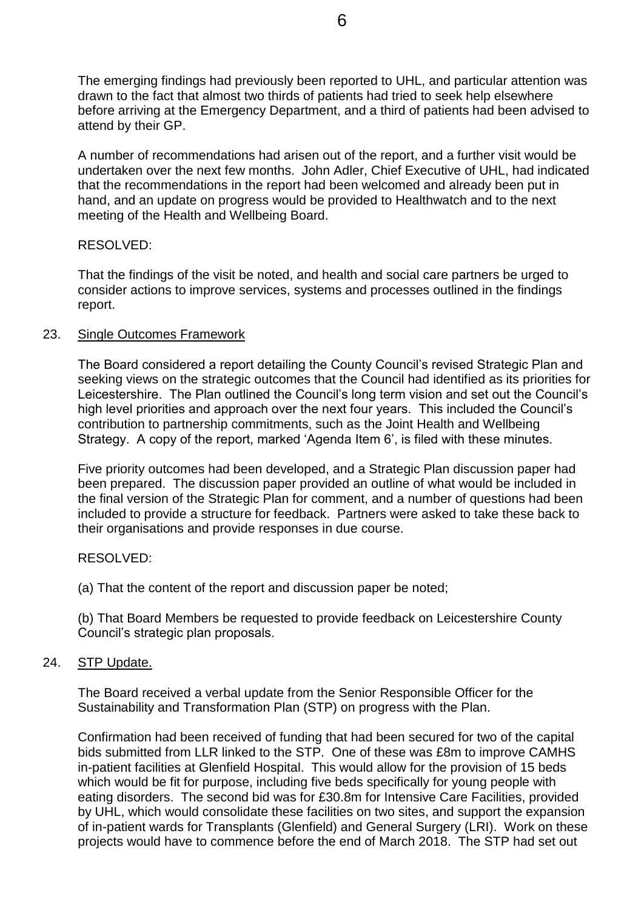The emerging findings had previously been reported to UHL, and particular attention was drawn to the fact that almost two thirds of patients had tried to seek help elsewhere before arriving at the Emergency Department, and a third of patients had been advised to attend by their GP.

A number of recommendations had arisen out of the report, and a further visit would be undertaken over the next few months. John Adler, Chief Executive of UHL, had indicated that the recommendations in the report had been welcomed and already been put in hand, and an update on progress would be provided to Healthwatch and to the next meeting of the Health and Wellbeing Board.

RESOLVED:

That the findings of the visit be noted, and health and social care partners be urged to consider actions to improve services, systems and processes outlined in the findings report.

23. Single Outcomes Framework

The Board considered a report detailing the County Council's revised Strategic Plan and seeking views on the strategic outcomes that the Council had identified as its priorities for Leicestershire. The Plan outlined the Council's long term vision and set out the Council's high level priorities and approach over the next four years. This included the Council's contribution to partnership commitments, such as the Joint Health and Wellbeing Strategy. A copy of the report, marked 'Agenda Item 6', is filed with these minutes.

Five priority outcomes had been developed, and a Strategic Plan discussion paper had been prepared. The discussion paper provided an outline of what would be included in the final version of the Strategic Plan for comment, and a number of questions had been included to provide a structure for feedback. Partners were asked to take these back to their organisations and provide responses in due course.

RESOLVED:

(a) That the content of the report and discussion paper be noted;

(b) That Board Members be requested to provide feedback on Leicestershire County Council's strategic plan proposals.

24. STP Update.

The Board received a verbal update from the Senior Responsible Officer for the Sustainability and Transformation Plan (STP) on progress with the Plan.

Confirmation had been received of funding that had been secured for two of the capital bids submitted from LLR linked to the STP. One of these was £8m to improve CAMHS in-patient facilities at Glenfield Hospital. This would allow for the provision of 15 beds which would be fit for purpose, including five beds specifically for young people with eating disorders. The second bid was for £30.8m for Intensive Care Facilities, provided by UHL, which would consolidate these facilities on two sites, and support the expansion of in-patient wards for Transplants (Glenfield) and General Surgery (LRI). Work on these projects would have to commence before the end of March 2018. The STP had set out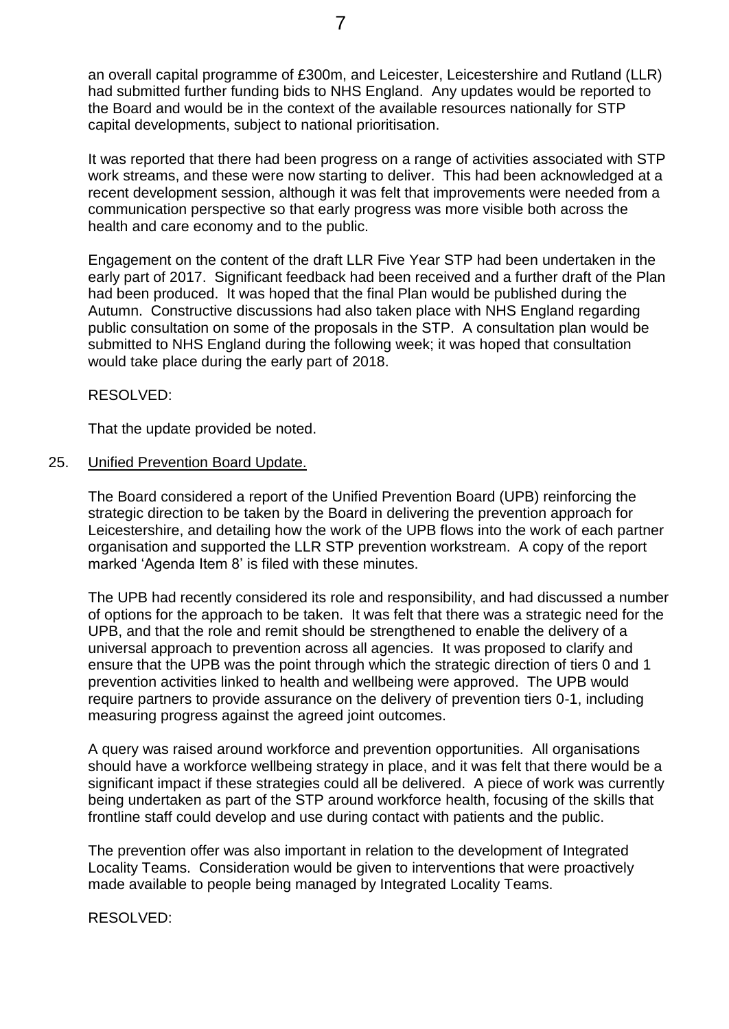an overall capital programme of £300m, and Leicester, Leicestershire and Rutland (LLR) had submitted further funding bids to NHS England. Any updates would be reported to the Board and would be in the context of the available resources nationally for STP capital developments, subject to national prioritisation.

It was reported that there had been progress on a range of activities associated with STP work streams, and these were now starting to deliver. This had been acknowledged at a recent development session, although it was felt that improvements were needed from a communication perspective so that early progress was more visible both across the health and care economy and to the public.

Engagement on the content of the draft LLR Five Year STP had been undertaken in the early part of 2017. Significant feedback had been received and a further draft of the Plan had been produced. It was hoped that the final Plan would be published during the Autumn. Constructive discussions had also taken place with NHS England regarding public consultation on some of the proposals in the STP. A consultation plan would be submitted to NHS England during the following week; it was hoped that consultation would take place during the early part of 2018.

RESOLVED:

That the update provided be noted.

25. Unified Prevention Board Update.

The Board considered a report of the Unified Prevention Board (UPB) reinforcing the strategic direction to be taken by the Board in delivering the prevention approach for Leicestershire, and detailing how the work of the UPB flows into the work of each partner organisation and supported the LLR STP prevention workstream. A copy of the report marked 'Agenda Item 8' is filed with these minutes.

The UPB had recently considered its role and responsibility, and had discussed a number of options for the approach to be taken. It was felt that there was a strategic need for the UPB, and that the role and remit should be strengthened to enable the delivery of a universal approach to prevention across all agencies. It was proposed to clarify and ensure that the UPB was the point through which the strategic direction of tiers 0 and 1 prevention activities linked to health and wellbeing were approved. The UPB would require partners to provide assurance on the delivery of prevention tiers 0-1, including measuring progress against the agreed joint outcomes.

A query was raised around workforce and prevention opportunities. All organisations should have a workforce wellbeing strategy in place, and it was felt that there would be a significant impact if these strategies could all be delivered. A piece of work was currently being undertaken as part of the STP around workforce health, focusing of the skills that frontline staff could develop and use during contact with patients and the public.

The prevention offer was also important in relation to the development of Integrated Locality Teams. Consideration would be given to interventions that were proactively made available to people being managed by Integrated Locality Teams.

RESOLVED: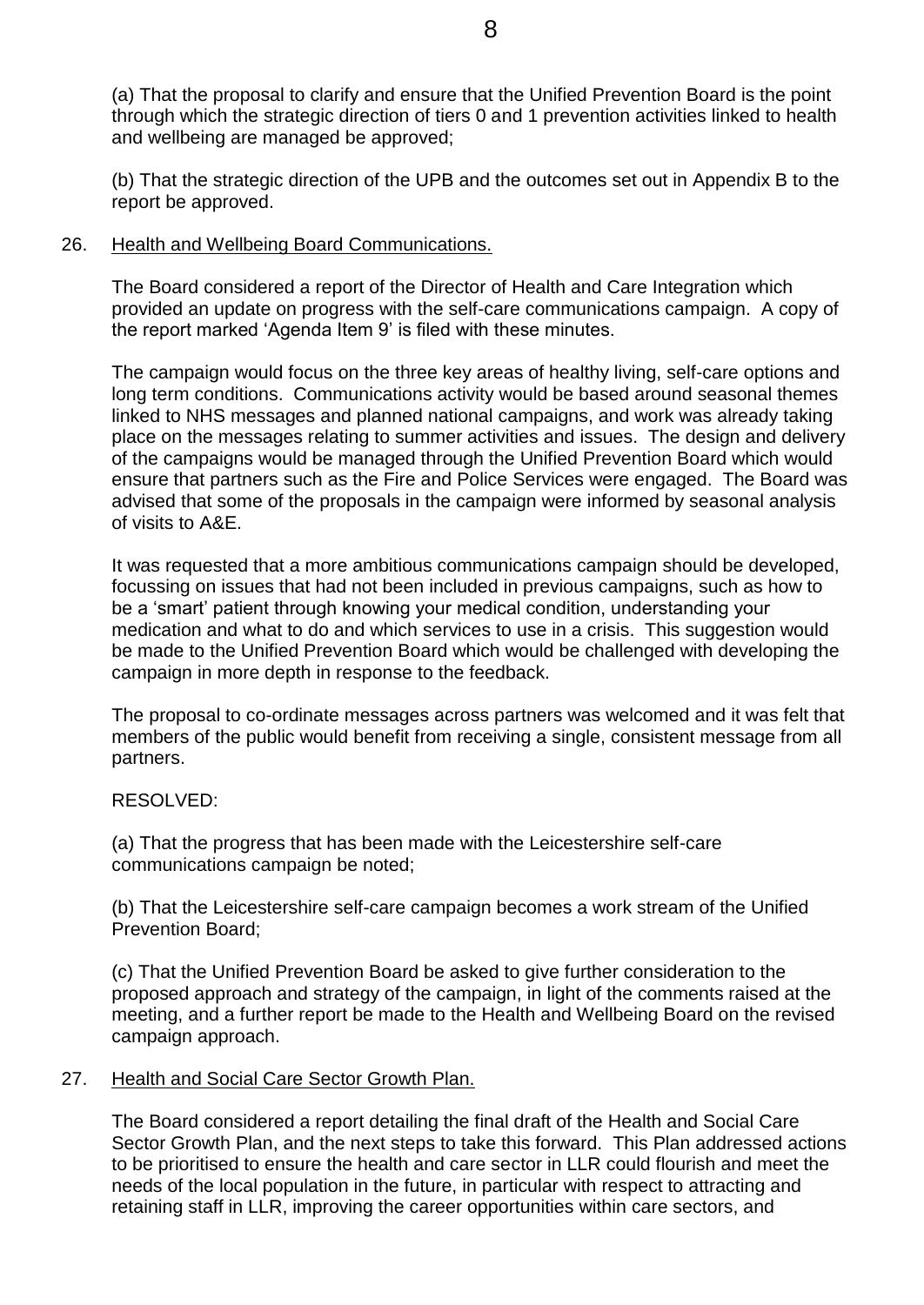(a) That the proposal to clarify and ensure that the Unified Prevention Board is the point through which the strategic direction of tiers 0 and 1 prevention activities linked to health and wellbeing are managed be approved;

(b) That the strategic direction of the UPB and the outcomes set out in Appendix B to the report be approved.

26. Health and Wellbeing Board Communications.

The Board considered a report of the Director of Health and Care Integration which provided an update on progress with the self-care communications campaign. A copy of the report marked 'Agenda Item 9' is filed with these minutes.

The campaign would focus on the three key areas of healthy living, self-care options and long term conditions. Communications activity would be based around seasonal themes linked to NHS messages and planned national campaigns, and work was already taking place on the messages relating to summer activities and issues. The design and delivery of the campaigns would be managed through the Unified Prevention Board which would ensure that partners such as the Fire and Police Services were engaged. The Board was advised that some of the proposals in the campaign were informed by seasonal analysis of visits to A&E.

It was requested that a more ambitious communications campaign should be developed, focussing on issues that had not been included in previous campaigns, such as how to be a 'smart' patient through knowing your medical condition, understanding your medication and what to do and which services to use in a crisis. This suggestion would be made to the Unified Prevention Board which would be challenged with developing the campaign in more depth in response to the feedback.

The proposal to co-ordinate messages across partners was welcomed and it was felt that members of the public would benefit from receiving a single, consistent message from all partners.

RESOLVED:

(a) That the progress that has been made with the Leicestershire self-care communications campaign be noted;

(b) That the Leicestershire self-care campaign becomes a work stream of the Unified Prevention Board;

(c) That the Unified Prevention Board be asked to give further consideration to the proposed approach and strategy of the campaign, in light of the comments raised at the meeting, and a further report be made to the Health and Wellbeing Board on the revised campaign approach.

27. Health and Social Care Sector Growth Plan.

The Board considered a report detailing the final draft of the Health and Social Care Sector Growth Plan, and the next steps to take this forward. This Plan addressed actions to be prioritised to ensure the health and care sector in LLR could flourish and meet the needs of the local population in the future, in particular with respect to attracting and retaining staff in LLR, improving the career opportunities within care sectors, and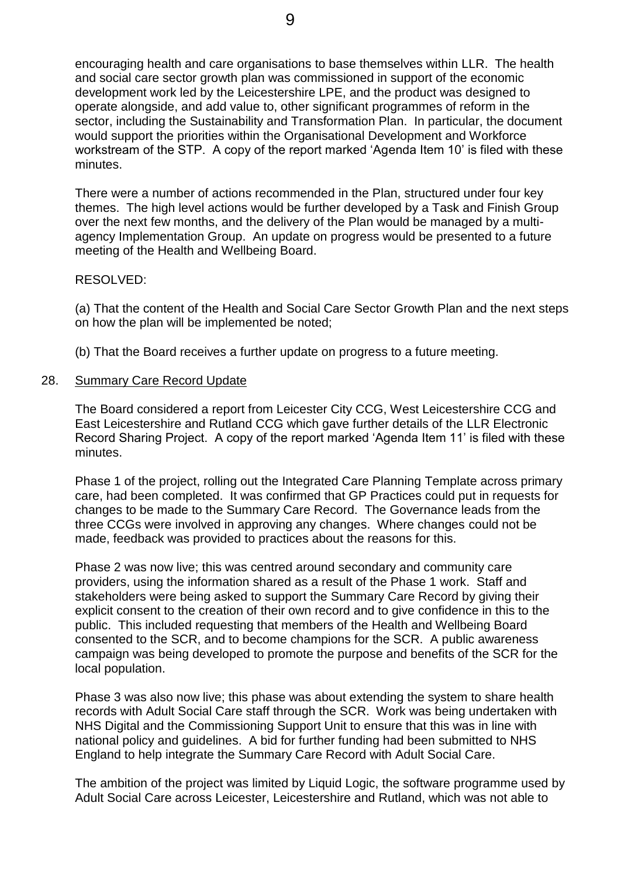encouraging health and care organisations to base themselves within LLR. The health and social care sector growth plan was commissioned in support of the economic development work led by the Leicestershire LPE, and the product was designed to operate alongside, and add value to, other significant programmes of reform in the sector, including the Sustainability and Transformation Plan. In particular, the document would support the priorities within the Organisational Development and Workforce workstream of the STP. A copy of the report marked 'Agenda Item 10' is filed with these minutes.

There were a number of actions recommended in the Plan, structured under four key themes. The high level actions would be further developed by a Task and Finish Group over the next few months, and the delivery of the Plan would be managed by a multi-agency Implementation Group. An update on progress would be presented to a future meeting of the Health and Wellbeing Board.

RESOLVED:

(a) That the content of the Health and Social Care Sector Growth Plan and the next steps on how the plan will be implemented be noted;

(b) That the Board receives a further update on progress to a future meeting.

28. Summary Care Record Update

The Board considered a report from Leicester City CCG, West Leicestershire CCG and East Leicestershire and Rutland CCG which gave further details of the LLR Electronic Record Sharing Project. A copy of the report marked 'Agenda Item 11' is filed with these minutes.

Phase 1 of the project, rolling out the Integrated Care Planning Template across primary care, had been completed. It was confirmed that GP Practices could put in requests for changes to be made to the Summary Care Record. The Governance leads from the three CCGs were involved in approving any changes. Where changes could not be made, feedback was provided to practices about the reasons for this.

Phase 2 was now live; this was centred around secondary and community care providers, using the information shared as a result of the Phase 1 work. Staff and stakeholders were being asked to support the Summary Care Record by giving their explicit consent to the creation of their own record and to give confidence in this to the public. This included requesting that members of the Health and Wellbeing Board consented to the SCR, and to become champions for the SCR. A public awareness campaign was being developed to promote the purpose and benefits of the SCR for the local population.

Phase 3 was also now live; this phase was about extending the system to share health records with Adult Social Care staff through the SCR. Work was being undertaken with NHS Digital and the Commissioning Support Unit to ensure that this was in line with national policy and guidelines. A bid for further funding had been submitted to NHS England to help integrate the Summary Care Record with Adult Social Care.

The ambition of the project was limited by Liquid Logic, the software programme used by Adult Social Care across Leicester, Leicestershire and Rutland, which was not able to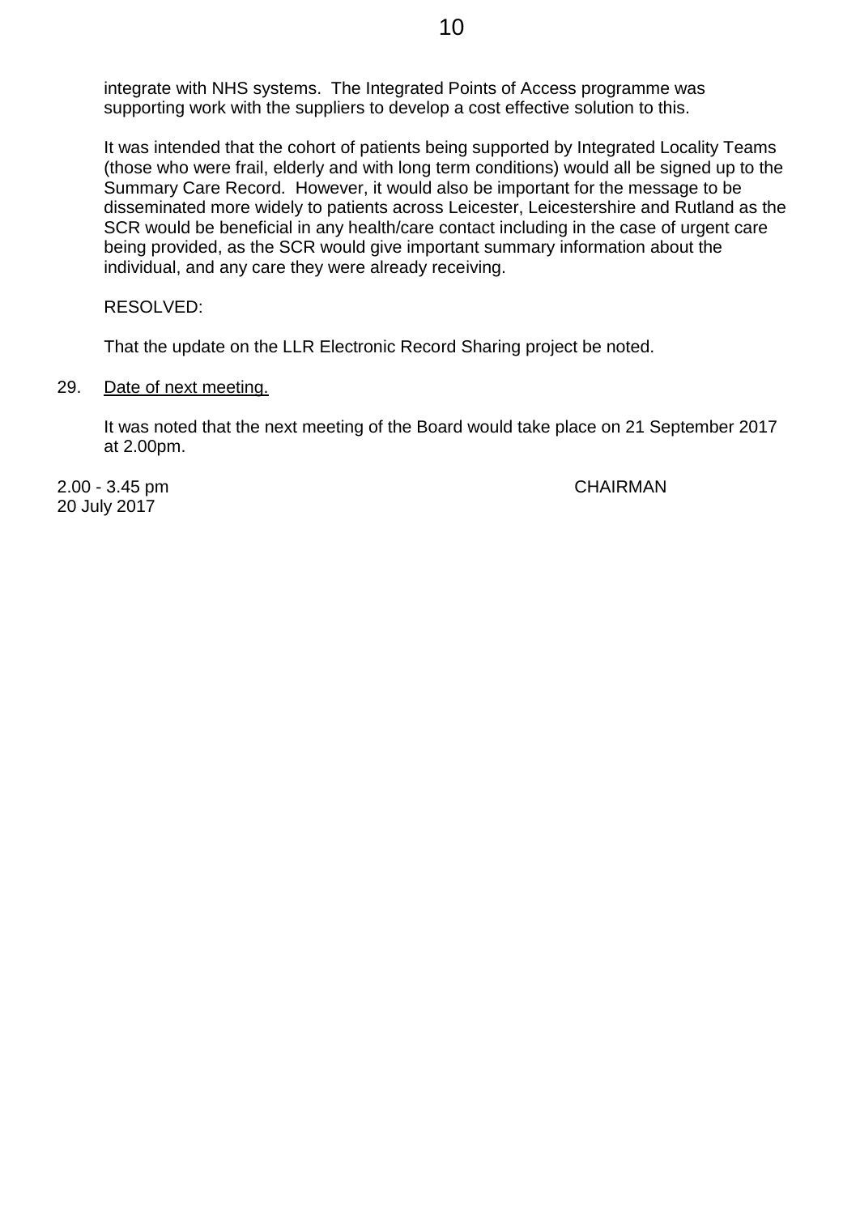integrate with NHS systems. The Integrated Points of Access programme was supporting work with the suppliers to develop a cost effective solution to this.

It was intended that the cohort of patients being supported by Integrated Locality Teams (those who were frail, elderly and with long term conditions) would all be signed up to the Summary Care Record. However, it would also be important for the message to be disseminated more widely to patients across Leicester, Leicestershire and Rutland as the SCR would be beneficial in any health/care contact including in the case of urgent care being provided, as the SCR would give important summary information about the individual, and any care they were already receiving.

RESOLVED:

That the update on the LLR Electronic Record Sharing project be noted.

29. Date of next meeting.

It was noted that the next meeting of the Board would take place on 21 September 2017 at 2.00pm.

2.00 - 3.45 pm
20 July 2017

CHAIRMAN